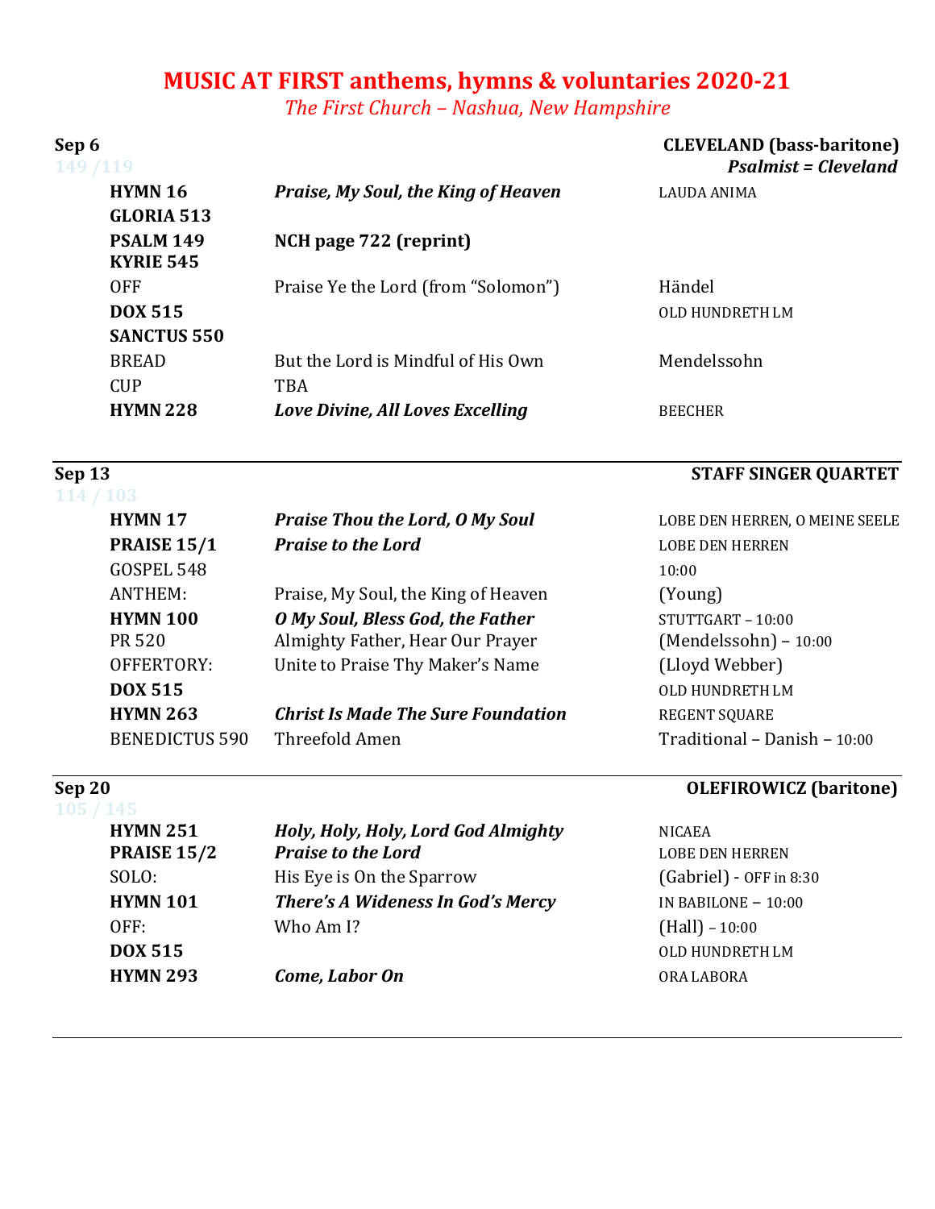# MUSIC AT FIRST anthems, hymns & voluntaries 2020-21

*The First Church – Nashua, New Hampshire*

## Sep 6 — CLEVELAND (bass-baritone)

149 /119 — ***Psalmist = Cleveland***

| | | |
|---|---|---|
| **HYMN 16** | ***Praise, My Soul, the King of Heaven*** | LAUDA ANIMA |
| **GLORIA 513** | | |
| **PSALM 149** | **NCH page 722 (reprint)** | |
| **KYRIE 545** | | |
| OFF | Praise Ye the Lord (from "Solomon") | Händel |
| **DOX 515** | | OLD HUNDRETH LM |
| **SANCTUS 550** | | |
| BREAD | But the Lord is Mindful of His Own | Mendelssohn |
| CUP | TBA | |
| **HYMN 228** | ***Love Divine, All Loves Excelling*** | BEECHER |

## Sep 13 — STAFF SINGER QUARTET

114 / 103

| | | |
|---|---|---|
| **HYMN 17** | ***Praise Thou the Lord, O My Soul*** | LOBE DEN HERREN, O MEINE SEELE |
| **PRAISE 15/1** | ***Praise to the Lord*** | LOBE DEN HERREN |
| GOSPEL 548 | | 10:00 |
| ANTHEM: | Praise, My Soul, the King of Heaven | (Young) |
| **HYMN 100** | ***O My Soul, Bless God, the Father*** | STUTTGART – 10:00 |
| PR 520 | Almighty Father, Hear Our Prayer | (Mendelssohn) – 10:00 |
| OFFERTORY: | Unite to Praise Thy Maker's Name | (Lloyd Webber) |
| **DOX 515** | | OLD HUNDRETH LM |
| **HYMN 263** | ***Christ Is Made The Sure Foundation*** | REGENT SQUARE |
| BENEDICTUS 590 | Threefold Amen | Traditional – Danish – 10:00 |

## Sep 20 — OLEFIROWICZ (baritone)

105 / 145

| | | |
|---|---|---|
| **HYMN 251** | ***Holy, Holy, Holy, Lord God Almighty*** | NICAEA |
| **PRAISE 15/2** | ***Praise to the Lord*** | LOBE DEN HERREN |
| SOLO: | His Eye is On the Sparrow | (Gabriel) - OFF in 8:30 |
| **HYMN 101** | ***There's A Wideness In God's Mercy*** | IN BABILONE – 10:00 |
| OFF: | Who Am I? | (Hall) – 10:00 |
| **DOX 515** | | OLD HUNDRETH LM |
| **HYMN 293** | ***Come, Labor On*** | ORA LABORA |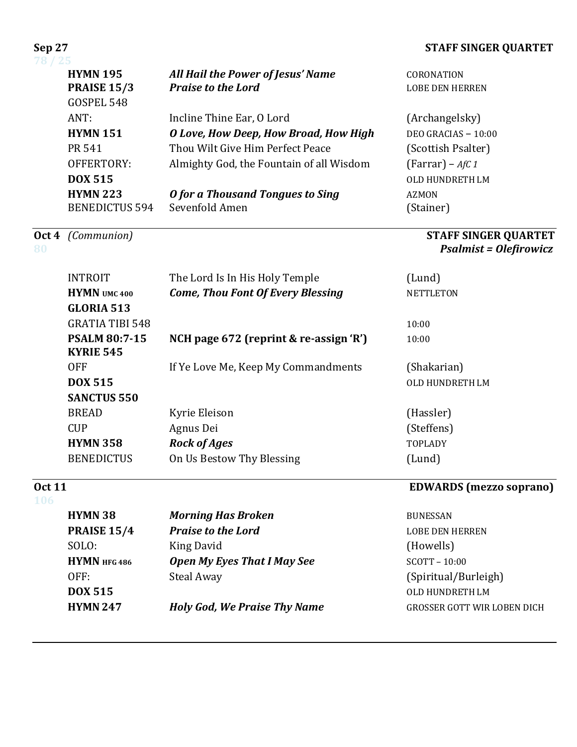**Sep 27** — **STAFF SINGER QUARTET**

78 / 25

| | | |
|---|---|---|
| **HYMN 195** | ***All Hail the Power of Jesus' Name*** | CORONATION |
| **PRAISE 15/3** | ***Praise to the Lord*** | LOBE DEN HERREN |
| GOSPEL 548 | | |
| ANT: | Incline Thine Ear, O Lord | (Archangelsky) |
| **HYMN 151** | ***O Love, How Deep, How Broad, How High*** | DEO GRACIAS – 10:00 |
| PR 541 | Thou Wilt Give Him Perfect Peace | (Scottish Psalter) |
| OFFERTORY: | Almighty God, the Fountain of all Wisdom | (Farrar) – *AfC 1* |
| **DOX 515** | | OLD HUNDRETH LM |
| **HYMN 223** | ***O for a Thousand Tongues to Sing*** | AZMON |
| BENEDICTUS 594 | Sevenfold Amen | (Stainer) |

---

**Oct 4** *(Communion)* — **STAFF SINGER QUARTET**
***Psalmist = Olefirowicz***

80

| | | |
|---|---|---|
| INTROIT | The Lord Is In His Holy Temple | (Lund) |
| **HYMN** UMC 400 | ***Come, Thou Font Of Every Blessing*** | NETTLETON |
| **GLORIA 513** | | |
| GRATIA TIBI 548 | | 10:00 |
| **PSALM 80:7-15** | **NCH page 672 (reprint & re-assign 'R')** | 10:00 |
| **KYRIE 545** | | |
| OFF | If Ye Love Me, Keep My Commandments | (Shakarian) |
| **DOX 515** | | OLD HUNDRETH LM |
| **SANCTUS 550** | | |
| BREAD | Kyrie Eleison | (Hassler) |
| CUP | Agnus Dei | (Steffens) |
| **HYMN 358** | ***Rock of Ages*** | TOPLADY |
| BENEDICTUS | On Us Bestow Thy Blessing | (Lund) |

---

**Oct 11** — **EDWARDS (mezzo soprano)**

106

| | | |
|---|---|---|
| **HYMN 38** | ***Morning Has Broken*** | BUNESSAN |
| **PRAISE 15/4** | ***Praise to the Lord*** | LOBE DEN HERREN |
| SOLO: | King David | (Howells) |
| **HYMN** HFG 486 | ***Open My Eyes That I May See*** | SCOTT – 10:00 |
| OFF: | Steal Away | (Spiritual/Burleigh) |
| **DOX 515** | | OLD HUNDRETH LM |
| **HYMN 247** | ***Holy God, We Praise Thy Name*** | GROSSER GOTT WIR LOBEN DICH |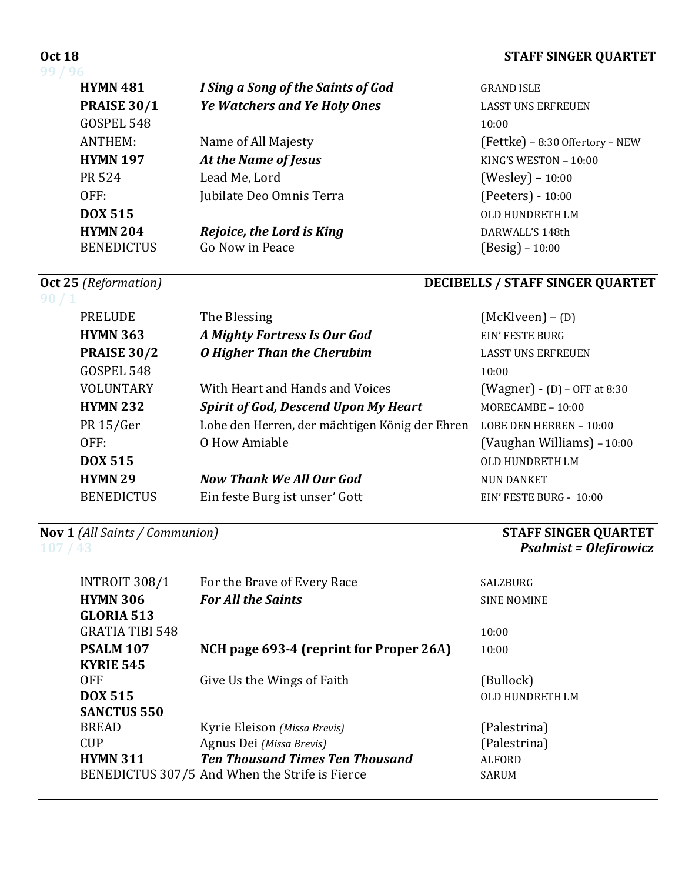**Oct 18** — **STAFF SINGER QUARTET**

99 / 96

| | | |
|---|---|---|
| **HYMN 481** | ***I Sing a Song of the Saints of God*** | GRAND ISLE |
| **PRAISE 30/1** | ***Ye Watchers and Ye Holy Ones*** | LASST UNS ERFREUEN |
| GOSPEL 548 | | 10:00 |
| ANTHEM: | Name of All Majesty | (Fettke) – 8:30 Offertory – NEW |
| **HYMN 197** | ***At the Name of Jesus*** | KING'S WESTON – 10:00 |
| PR 524 | Lead Me, Lord | (Wesley) – 10:00 |
| OFF: | Jubilate Deo Omnis Terra | (Peeters) - 10:00 |
| **DOX 515** | | OLD HUNDRETH LM |
| **HYMN 204** | ***Rejoice, the Lord is King*** | DARWALL'S 148th |
| BENEDICTUS | Go Now in Peace | (Besig) – 10:00 |

**Oct 25** *(Reformation)* — **DECIBELLS / STAFF SINGER QUARTET**

90 / 1

| | | |
|---|---|---|
| PRELUDE | The Blessing | (McKlveen) – (D) |
| **HYMN 363** | ***A Mighty Fortress Is Our God*** | EIN' FESTE BURG |
| **PRAISE 30/2** | ***O Higher Than the Cherubim*** | LASST UNS ERFREUEN |
| GOSPEL 548 | | 10:00 |
| VOLUNTARY | With Heart and Hands and Voices | (Wagner) - (D) – OFF at 8:30 |
| **HYMN 232** | ***Spirit of God, Descend Upon My Heart*** | MORECAMBE – 10:00 |
| PR 15/Ger | Lobe den Herren, der mächtigen König der Ehren | LOBE DEN HERREN – 10:00 |
| OFF: | O How Amiable | (Vaughan Williams) – 10:00 |
| **DOX 515** | | OLD HUNDRETH LM |
| **HYMN 29** | ***Now Thank We All Our God*** | NUN DANKET |
| BENEDICTUS | Ein feste Burg ist unser' Gott | EIN' FESTE BURG - 10:00 |

**Nov 1** *(All Saints / Communion)* — **STAFF SINGER QUARTET**
***Psalmist = Olefirowicz***

107 / 43

| | | |
|---|---|---|
| INTROIT 308/1 | For the Brave of Every Race | SALZBURG |
| **HYMN 306** | ***For All the Saints*** | SINE NOMINE |
| **GLORIA 513** | | |
| GRATIA TIBI 548 | | 10:00 |
| **PSALM 107** | **NCH page 693-4 (reprint for Proper 26A)** | 10:00 |
| **KYRIE 545** | | |
| OFF | Give Us the Wings of Faith | (Bullock) |
| **DOX 515** | | OLD HUNDRETH LM |
| **SANCTUS 550** | | |
| BREAD | Kyrie Eleison *(Missa Brevis)* | (Palestrina) |
| CUP | Agnus Dei *(Missa Brevis)* | (Palestrina) |
| **HYMN 311** | ***Ten Thousand Times Ten Thousand*** | ALFORD |
| BENEDICTUS 307/5 | And When the Strife is Fierce | SARUM |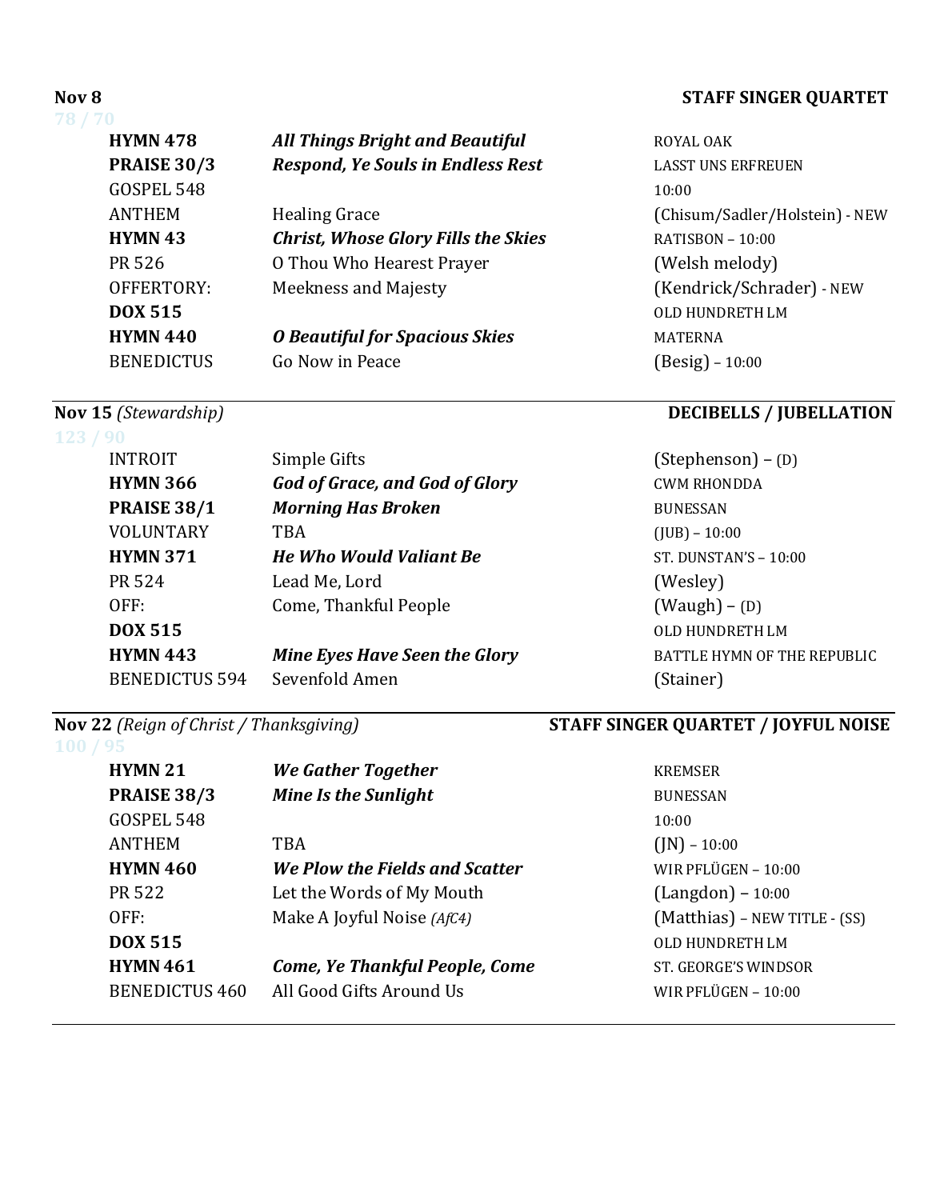**Nov 8** **STAFF SINGER QUARTET**

78 / 70

| | | |
|---|---|---|
| **HYMN 478** | ***All Things Bright and Beautiful*** | ROYAL OAK |
| **PRAISE 30/3** | ***Respond, Ye Souls in Endless Rest*** | LASST UNS ERFREUEN |
| GOSPEL 548 | | 10:00 |
| ANTHEM | Healing Grace | (Chisum/Sadler/Holstein) - NEW |
| **HYMN 43** | ***Christ, Whose Glory Fills the Skies*** | RATISBON – 10:00 |
| PR 526 | O Thou Who Hearest Prayer | (Welsh melody) |
| OFFERTORY: | Meekness and Majesty | (Kendrick/Schrader) - NEW |
| **DOX 515** | | OLD HUNDRETH LM |
| **HYMN 440** | ***O Beautiful for Spacious Skies*** | MATERNA |
| BENEDICTUS | Go Now in Peace | (Besig) – 10:00 |

---

**Nov 15** *(Stewardship)* **DECIBELLS / JUBELLATION**

123 / 90

| | | |
|---|---|---|
| INTROIT | Simple Gifts | (Stephenson) – (D) |
| **HYMN 366** | ***God of Grace, and God of Glory*** | CWM RHONDDA |
| **PRAISE 38/1** | ***Morning Has Broken*** | BUNESSAN |
| VOLUNTARY | TBA | (JUB) – 10:00 |
| **HYMN 371** | ***He Who Would Valiant Be*** | ST. DUNSTAN'S – 10:00 |
| PR 524 | Lead Me, Lord | (Wesley) |
| OFF: | Come, Thankful People | (Waugh) – (D) |
| **DOX 515** | | OLD HUNDRETH LM |
| **HYMN 443** | ***Mine Eyes Have Seen the Glory*** | BATTLE HYMN OF THE REPUBLIC |
| BENEDICTUS 594 | Sevenfold Amen | (Stainer) |

---

**Nov 22** *(Reign of Christ / Thanksgiving)* **STAFF SINGER QUARTET / JOYFUL NOISE**

100 / 95

| | | |
|---|---|---|
| **HYMN 21** | ***We Gather Together*** | KREMSER |
| **PRAISE 38/3** | ***Mine Is the Sunlight*** | BUNESSAN |
| GOSPEL 548 | | 10:00 |
| ANTHEM | TBA | (JN) – 10:00 |
| **HYMN 460** | ***We Plow the Fields and Scatter*** | WIR PFLÜGEN – 10:00 |
| PR 522 | Let the Words of My Mouth | (Langdon) – 10:00 |
| OFF: | Make A Joyful Noise *(AfC4)* | (Matthias) – NEW TITLE - (SS) |
| **DOX 515** | | OLD HUNDRETH LM |
| **HYMN 461** | ***Come, Ye Thankful People, Come*** | ST. GEORGE'S WINDSOR |
| BENEDICTUS 460 | All Good Gifts Around Us | WIR PFLÜGEN – 10:00 |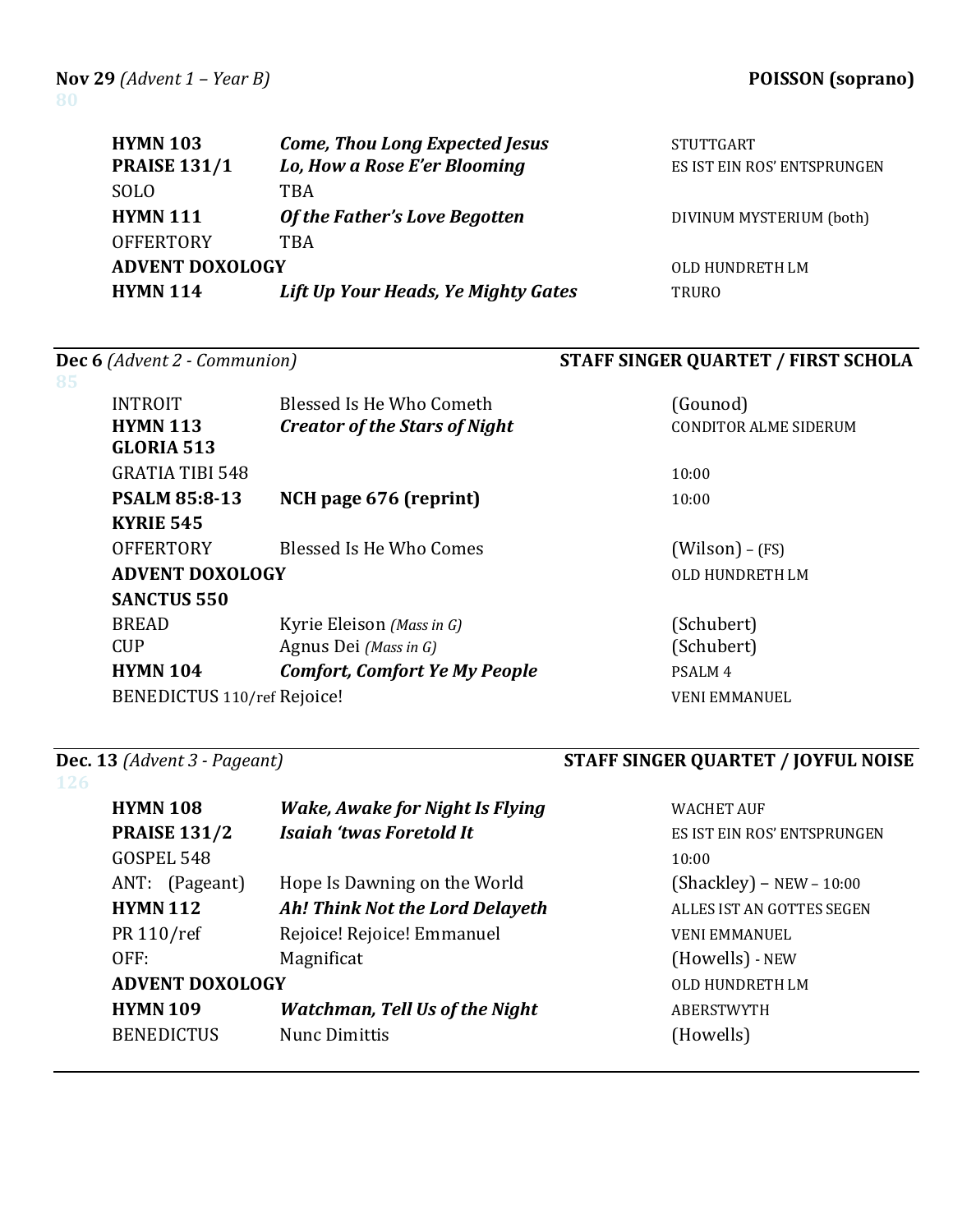**Nov 29** *(Advent 1 – Year B)* **POISSON (soprano)**

80

| | | |
|---|---|---|
| **HYMN 103** | ***Come, Thou Long Expected Jesus*** | STUTTGART |
| **PRAISE 131/1** | ***Lo, How a Rose E'er Blooming*** | ES IST EIN ROS' ENTSPRUNGEN |
| SOLO | TBA | |
| **HYMN 111** | ***Of the Father's Love Begotten*** | DIVINUM MYSTERIUM (both) |
| OFFERTORY | TBA | |
| **ADVENT DOXOLOGY** | | OLD HUNDRETH LM |
| **HYMN 114** | ***Lift Up Your Heads, Ye Mighty Gates*** | TRURO |

---

**Dec 6** *(Advent 2 - Communion)* **STAFF SINGER QUARTET / FIRST SCHOLA**

85

| | | |
|---|---|---|
| INTROIT | Blessed Is He Who Cometh | (Gounod) |
| **HYMN 113** | ***Creator of the Stars of Night*** | CONDITOR ALME SIDERUM |
| **GLORIA 513** | | |
| GRATIA TIBI 548 | | 10:00 |
| **PSALM 85:8-13** | **NCH page 676 (reprint)** | 10:00 |
| **KYRIE 545** | | |
| OFFERTORY | Blessed Is He Who Comes | (Wilson) – (FS) |
| **ADVENT DOXOLOGY** | | OLD HUNDRETH LM |
| **SANCTUS 550** | | |
| BREAD | Kyrie Eleison *(Mass in G)* | (Schubert) |
| CUP | Agnus Dei *(Mass in G)* | (Schubert) |
| **HYMN 104** | ***Comfort, Comfort Ye My People*** | PSALM 4 |
| BENEDICTUS 110/ref | Rejoice! | VENI EMMANUEL |

---

**Dec. 13** *(Advent 3 - Pageant)* **STAFF SINGER QUARTET / JOYFUL NOISE**

126

| | | |
|---|---|---|
| **HYMN 108** | ***Wake, Awake for Night Is Flying*** | WACHET AUF |
| **PRAISE 131/2** | ***Isaiah 'twas Foretold It*** | ES IST EIN ROS' ENTSPRUNGEN |
| GOSPEL 548 | | 10:00 |
| ANT: (Pageant) | Hope Is Dawning on the World | (Shackley) – NEW – 10:00 |
| **HYMN 112** | ***Ah! Think Not the Lord Delayeth*** | ALLES IST AN GOTTES SEGEN |
| PR 110/ref | Rejoice! Rejoice! Emmanuel | VENI EMMANUEL |
| OFF: | Magnificat | (Howells) - NEW |
| **ADVENT DOXOLOGY** | | OLD HUNDRETH LM |
| **HYMN 109** | ***Watchman, Tell Us of the Night*** | ABERSTWYTH |
| BENEDICTUS | Nunc Dimittis | (Howells) |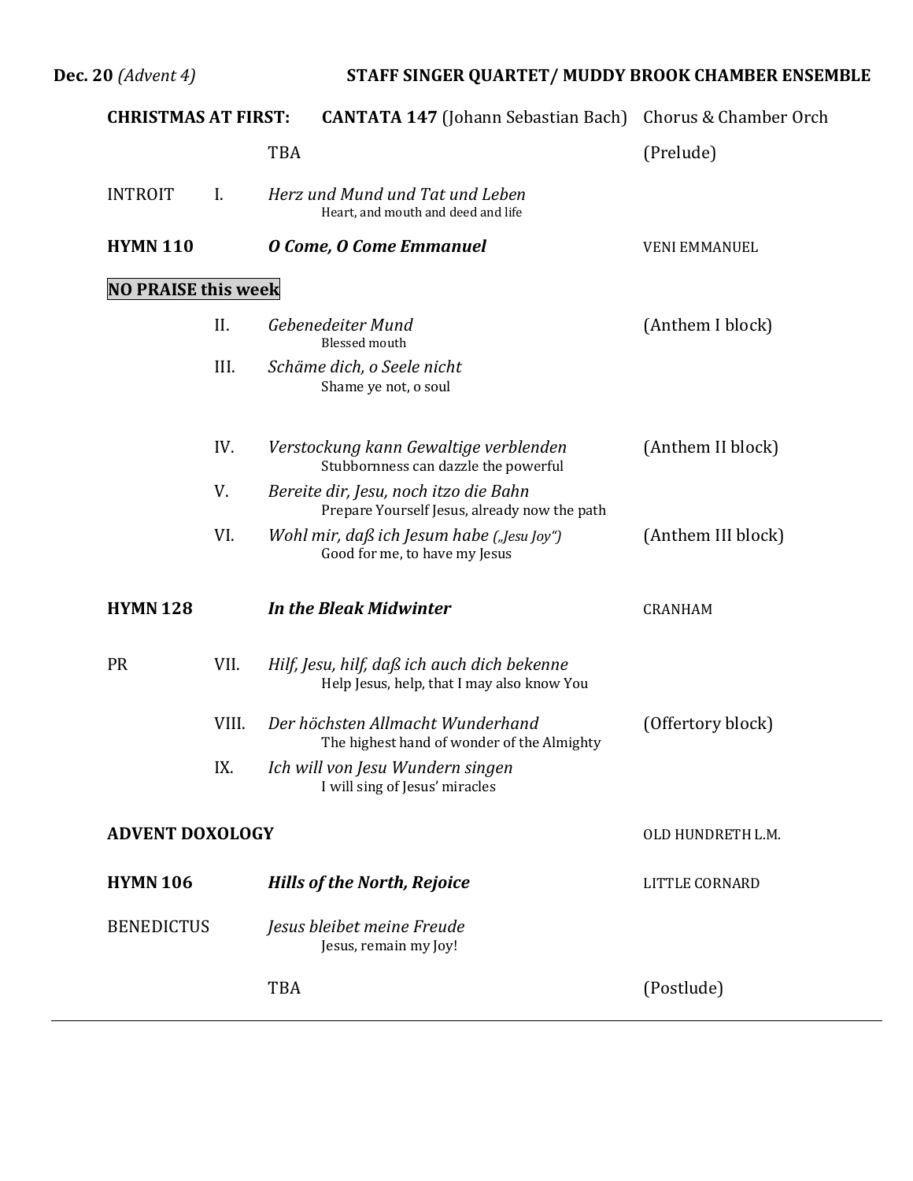**Dec. 20** *(Advent 4)* **STAFF SINGER QUARTET/ MUDDY BROOK CHAMBER ENSEMBLE**

| | | | |
|---|---|---|---|
| **CHRISTMAS AT FIRST:** | | **CANTATA 147** (Johann Sebastian Bach) | Chorus & Chamber Orch |
| | | TBA | (Prelude) |
| INTROIT | I. | *Herz und Mund und Tat und Leben*<br>Heart, and mouth and deed and life | |
| **HYMN 110** | | ***O Come, O Come Emmanuel*** | VENI EMMANUEL |
| **NO PRAISE this week** | | | |
| | II. | *Gebenedeiter Mund*<br>Blessed mouth | (Anthem I block) |
| | III. | *Schäme dich, o Seele nicht*<br>Shame ye not, o soul | |
| | IV. | *Verstockung kann Gewaltige verblenden*<br>Stubbornness can dazzle the powerful | (Anthem II block) |
| | V. | *Bereite dir, Jesu, noch itzo die Bahn*<br>Prepare Yourself Jesus, already now the path | |
| | VI. | *Wohl mir, daß ich Jesum habe („Jesu Joy")*<br>Good for me, to have my Jesus | (Anthem III block) |
| **HYMN 128** | | ***In the Bleak Midwinter*** | CRANHAM |
| PR | VII. | *Hilf, Jesu, hilf, daß ich auch dich bekenne*<br>Help Jesus, help, that I may also know You | |
| | VIII. | *Der höchsten Allmacht Wunderhand*<br>The highest hand of wonder of the Almighty | (Offertory block) |
| | IX. | *Ich will von Jesu Wundern singen*<br>I will sing of Jesus' miracles | |
| **ADVENT DOXOLOGY** | | | OLD HUNDRETH L.M. |
| **HYMN 106** | | ***Hills of the North, Rejoice*** | LITTLE CORNARD |
| BENEDICTUS | | *Jesus bleibet meine Freude*<br>Jesus, remain my Joy! | |
| | | TBA | (Postlude) |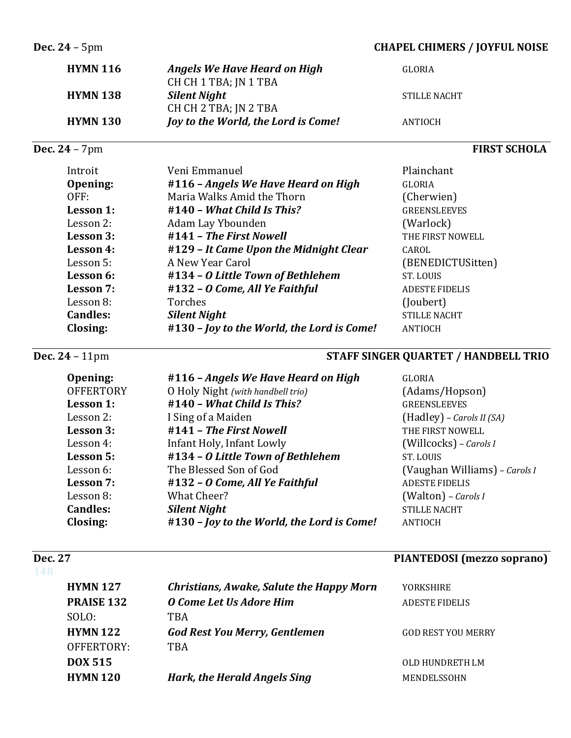**Dec. 24** – 5pm **CHAPEL CHIMERS / JOYFUL NOISE**

| | | |
|---|---|---|
| **HYMN 116** | ***Angels We Have Heard on High***<br>CH CH 1 TBA; JN 1 TBA | GLORIA |
| **HYMN 138** | ***Silent Night***<br>CH CH 2 TBA; JN 2 TBA | STILLE NACHT |
| **HYMN 130** | ***Joy to the World, the Lord is Come!*** | ANTIOCH |

---

**Dec. 24** – 7pm **FIRST SCHOLA**

| | | |
|---|---|---|
| Introit | Veni Emmanuel | Plainchant |
| **Opening:** | **#116 – *Angels We Have Heard on High*** | GLORIA |
| OFF: | Maria Walks Amid the Thorn | (Cherwien) |
| **Lesson 1:** | **#140 – *What Child Is This?*** | GREENSLEEVES |
| Lesson 2: | Adam Lay Ybounden | (Warlock) |
| **Lesson 3:** | **#141 – *The First Nowell*** | THE FIRST NOWELL |
| **Lesson 4:** | **#129 – *It Came Upon the Midnight Clear*** | CAROL |
| Lesson 5: | A New Year Carol | (BENEDICTUSitten) |
| **Lesson 6:** | **#134 – *O Little Town of Bethlehem*** | ST. LOUIS |
| **Lesson 7:** | **#132 – *O Come, All Ye Faithful*** | ADESTE FIDELIS |
| Lesson 8: | Torches | (Joubert) |
| **Candles:** | ***Silent Night*** | STILLE NACHT |
| **Closing:** | **#130 – *Joy to the World, the Lord is Come!*** | ANTIOCH |

---

**Dec. 24** – 11pm **STAFF SINGER QUARTET / HANDBELL TRIO**

| | | |
|---|---|---|
| **Opening:** | **#116 – *Angels We Have Heard on High*** | GLORIA |
| OFFERTORY | O Holy Night *(with handbell trio)* | (Adams/Hopson) |
| **Lesson 1:** | **#140 – *What Child Is This?*** | GREENSLEEVES |
| Lesson 2: | I Sing of a Maiden | (Hadley) – *Carols II (SA)* |
| **Lesson 3:** | **#141 – *The First Nowell*** | THE FIRST NOWELL |
| Lesson 4: | Infant Holy, Infant Lowly | (Willcocks) – *Carols I* |
| **Lesson 5:** | **#134 – *O Little Town of Bethlehem*** | ST. LOUIS |
| Lesson 6: | The Blessed Son of God | (Vaughan Williams) – *Carols I* |
| **Lesson 7:** | **#132 – *O Come, All Ye Faithful*** | ADESTE FIDELIS |
| Lesson 8: | What Cheer? | (Walton) – *Carols I* |
| **Candles:** | ***Silent Night*** | STILLE NACHT |
| **Closing:** | **#130 – *Joy to the World, the Lord is Come!*** | ANTIOCH |

---

**Dec. 27** **PIANTEDOSI (mezzo soprano)**

148

| | | |
|---|---|---|
| **HYMN 127** | ***Christians, Awake, Salute the Happy Morn*** | YORKSHIRE |
| **PRAISE 132** | ***O Come Let Us Adore Him*** | ADESTE FIDELIS |
| SOLO: | TBA | |
| **HYMN 122** | ***God Rest You Merry, Gentlemen*** | GOD REST YOU MERRY |
| OFFERTORY: | TBA | |
| **DOX 515** | | OLD HUNDRETH LM |
| **HYMN 120** | ***Hark, the Herald Angels Sing*** | MENDELSSOHN |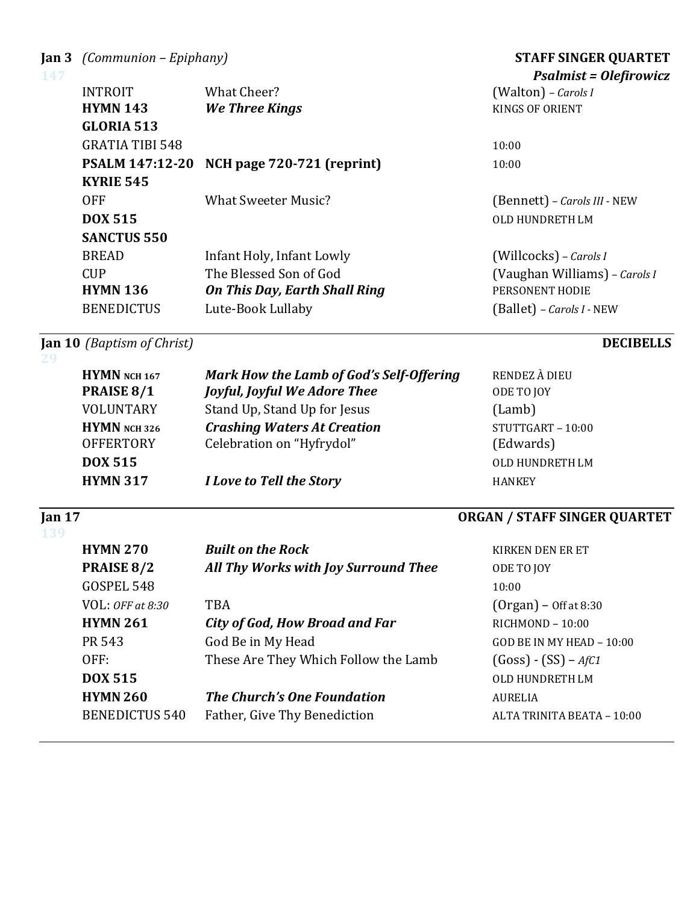**Jan 3** *(Communion – Epiphany)* **STAFF SINGER QUARTET**

147 ***Psalmist = Olefirowicz***

| | | |
|---|---|---|
| INTROIT | What Cheer? | (Walton) – *Carols I* |
| **HYMN 143** | ***We Three Kings*** | KINGS OF ORIENT |
| **GLORIA 513** | | |
| GRATIA TIBI 548 | | 10:00 |
| **PSALM 147:12-20** | **NCH page 720-721 (reprint)** | 10:00 |
| **KYRIE 545** | | |
| OFF | What Sweeter Music? | (Bennett) – *Carols III* - NEW |
| **DOX 515** | | OLD HUNDRETH LM |
| **SANCTUS 550** | | |
| BREAD | Infant Holy, Infant Lowly | (Willcocks) – *Carols I* |
| CUP | The Blessed Son of God | (Vaughan Williams) – *Carols I* |
| **HYMN 136** | ***On This Day, Earth Shall Ring*** | PERSONENT HODIE |
| BENEDICTUS | Lute-Book Lullaby | (Ballet) – *Carols I* - NEW |

**Jan 10** *(Baptism of Christ)* **DECIBELLS**

29

| | | |
|---|---|---|
| **HYMN NCH 167** | ***Mark How the Lamb of God's Self-Offering*** | RENDEZ À DIEU |
| **PRAISE 8/1** | ***Joyful, Joyful We Adore Thee*** | ODE TO JOY |
| VOLUNTARY | Stand Up, Stand Up for Jesus | (Lamb) |
| **HYMN NCH 326** | ***Crashing Waters At Creation*** | STUTTGART – 10:00 |
| OFFERTORY | Celebration on "Hyfrydol" | (Edwards) |
| **DOX 515** | | OLD HUNDRETH LM |
| **HYMN 317** | ***I Love to Tell the Story*** | HANKEY |

**Jan 17** **ORGAN / STAFF SINGER QUARTET**

139

| | | |
|---|---|---|
| **HYMN 270** | ***Built on the Rock*** | KIRKEN DEN ER ET |
| **PRAISE 8/2** | ***All Thy Works with Joy Surround Thee*** | ODE TO JOY |
| GOSPEL 548 | | 10:00 |
| VOL: *OFF at 8:30* | TBA | (Organ) – Off at 8:30 |
| **HYMN 261** | ***City of God, How Broad and Far*** | RICHMOND – 10:00 |
| PR 543 | God Be in My Head | GOD BE IN MY HEAD – 10:00 |
| OFF: | These Are They Which Follow the Lamb | (Goss) - (SS) – *AfC1* |
| **DOX 515** | | OLD HUNDRETH LM |
| **HYMN 260** | ***The Church's One Foundation*** | AURELIA |
| BENEDICTUS 540 | Father, Give Thy Benediction | ALTA TRINITA BEATA – 10:00 |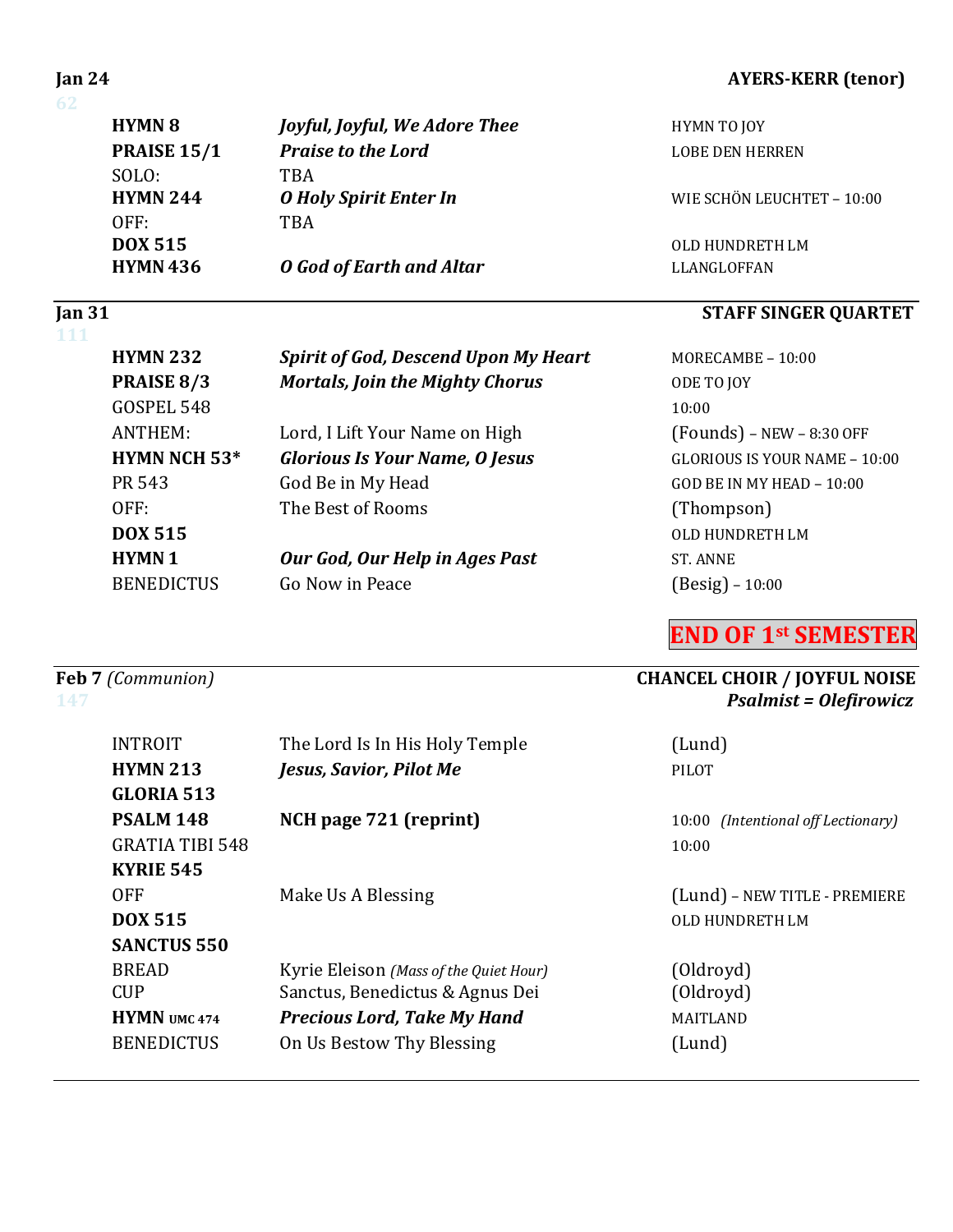**Jan 24** — **AYERS-KERR (tenor)**

62

| | | |
|---|---|---|
| **HYMN 8** | ***Joyful, Joyful, We Adore Thee*** | HYMN TO JOY |
| **PRAISE 15/1** | ***Praise to the Lord*** | LOBE DEN HERREN |
| SOLO: | TBA | |
| **HYMN 244** | ***O Holy Spirit Enter In*** | WIE SCHÖN LEUCHTET – 10:00 |
| OFF: | TBA | |
| **DOX 515** | | OLD HUNDRETH LM |
| **HYMN 436** | ***O God of Earth and Altar*** | LLANGLOFFAN |

---

**Jan 31** — **STAFF SINGER QUARTET**

111

| | | |
|---|---|---|
| **HYMN 232** | ***Spirit of God, Descend Upon My Heart*** | MORECAMBE – 10:00 |
| **PRAISE 8/3** | ***Mortals, Join the Mighty Chorus*** | ODE TO JOY |
| GOSPEL 548 | | 10:00 |
| ANTHEM: | Lord, I Lift Your Name on High | (Founds) – NEW – 8:30 OFF |
| **HYMN NCH 53*** | ***Glorious Is Your Name, O Jesus*** | GLORIOUS IS YOUR NAME – 10:00 |
| PR 543 | God Be in My Head | GOD BE IN MY HEAD – 10:00 |
| OFF: | The Best of Rooms | (Thompson) |
| **DOX 515** | | OLD HUNDRETH LM |
| **HYMN 1** | ***Our God, Our Help in Ages Past*** | ST. ANNE |
| BENEDICTUS | Go Now in Peace | (Besig) – 10:00 |

**END OF 1st SEMESTER**

---

**Feb 7** *(Communion)* — **CHANCEL CHOIR / JOYFUL NOISE**
***Psalmist = Olefirowicz***

147

| | | |
|---|---|---|
| INTROIT | The Lord Is In His Holy Temple | (Lund) |
| **HYMN 213** | ***Jesus, Savior, Pilot Me*** | PILOT |
| **GLORIA 513** | | |
| **PSALM 148** | **NCH page 721 (reprint)** | 10:00 *(Intentional off Lectionary)* |
| GRATIA TIBI 548 | | 10:00 |
| **KYRIE 545** | | |
| OFF | Make Us A Blessing | (Lund) – NEW TITLE - PREMIERE |
| **DOX 515** | | OLD HUNDRETH LM |
| **SANCTUS 550** | | |
| BREAD | Kyrie Eleison *(Mass of the Quiet Hour)* | (Oldroyd) |
| CUP | Sanctus, Benedictus & Agnus Dei | (Oldroyd) |
| **HYMN** UMC 474 | ***Precious Lord, Take My Hand*** | MAITLAND |
| BENEDICTUS | On Us Bestow Thy Blessing | (Lund) |

---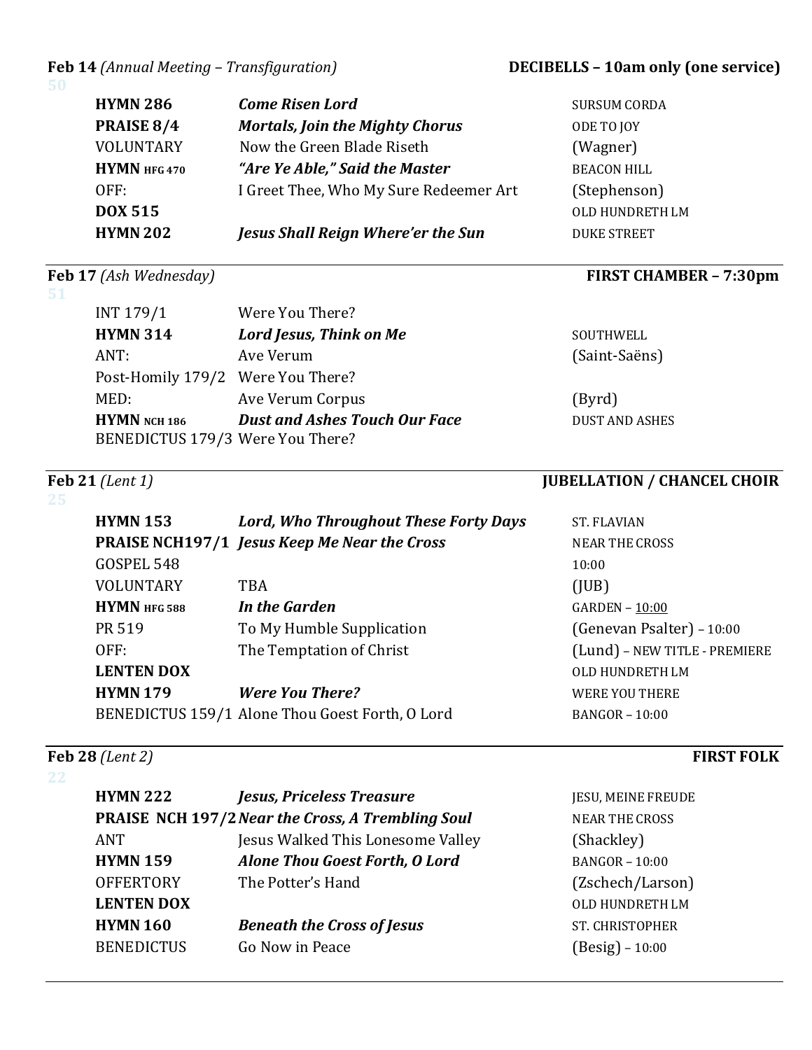**Feb 14** *(Annual Meeting – Transfiguration)* **DECIBELLS – 10am only (one service)**

50

| | | |
|---|---|---|
| **HYMN 286** | ***Come Risen Lord*** | SURSUM CORDA |
| **PRAISE 8/4** | ***Mortals, Join the Mighty Chorus*** | ODE TO JOY |
| VOLUNTARY | Now the Green Blade Riseth | (Wagner) |
| **HYMN HFG 470** | ***"Are Ye Able," Said the Master*** | BEACON HILL |
| OFF: | I Greet Thee, Who My Sure Redeemer Art | (Stephenson) |
| **DOX 515** | | OLD HUNDRETH LM |
| **HYMN 202** | ***Jesus Shall Reign Where'er the Sun*** | DUKE STREET |

---

**Feb 17** *(Ash Wednesday)* **FIRST CHAMBER – 7:30pm**

51

| | | |
|---|---|---|
| INT 179/1 | Were You There? | |
| **HYMN 314** | ***Lord Jesus, Think on Me*** | SOUTHWELL |
| ANT: | Ave Verum | (Saint-Saëns) |
| Post-Homily 179/2 | Were You There? | |
| MED: | Ave Verum Corpus | (Byrd) |
| **HYMN NCH 186** | ***Dust and Ashes Touch Our Face*** | DUST AND ASHES |
| BENEDICTUS 179/3 | Were You There? | |

---

**Feb 21** *(Lent 1)* **JUBELLATION / CHANCEL CHOIR**

25

| | | |
|---|---|---|
| **HYMN 153** | ***Lord, Who Throughout These Forty Days*** | ST. FLAVIAN |
| **PRAISE NCH197/1** | ***Jesus Keep Me Near the Cross*** | NEAR THE CROSS |
| GOSPEL 548 | | 10:00 |
| VOLUNTARY | TBA | (JUB) |
| **HYMN HFG 588** | ***In the Garden*** | GARDEN – 10:00 |
| PR 519 | To My Humble Supplication | (Genevan Psalter) – 10:00 |
| OFF: | The Temptation of Christ | (Lund) – NEW TITLE - PREMIERE |
| **LENTEN DOX** | | OLD HUNDRETH LM |
| **HYMN 179** | ***Were You There?*** | WERE YOU THERE |
| BENEDICTUS 159/1 | Alone Thou Goest Forth, O Lord | BANGOR – 10:00 |

---

**Feb 28** *(Lent 2)* **FIRST FOLK**

22

| | | |
|---|---|---|
| **HYMN 222** | ***Jesus, Priceless Treasure*** | JESU, MEINE FREUDE |
| **PRAISE NCH 197/2** | ***Near the Cross, A Trembling Soul*** | NEAR THE CROSS |
| ANT | Jesus Walked This Lonesome Valley | (Shackley) |
| **HYMN 159** | ***Alone Thou Goest Forth, O Lord*** | BANGOR – 10:00 |
| OFFERTORY | The Potter's Hand | (Zschech/Larson) |
| **LENTEN DOX** | | OLD HUNDRETH LM |
| **HYMN 160** | ***Beneath the Cross of Jesus*** | ST. CHRISTOPHER |
| BENEDICTUS | Go Now in Peace | (Besig) – 10:00 |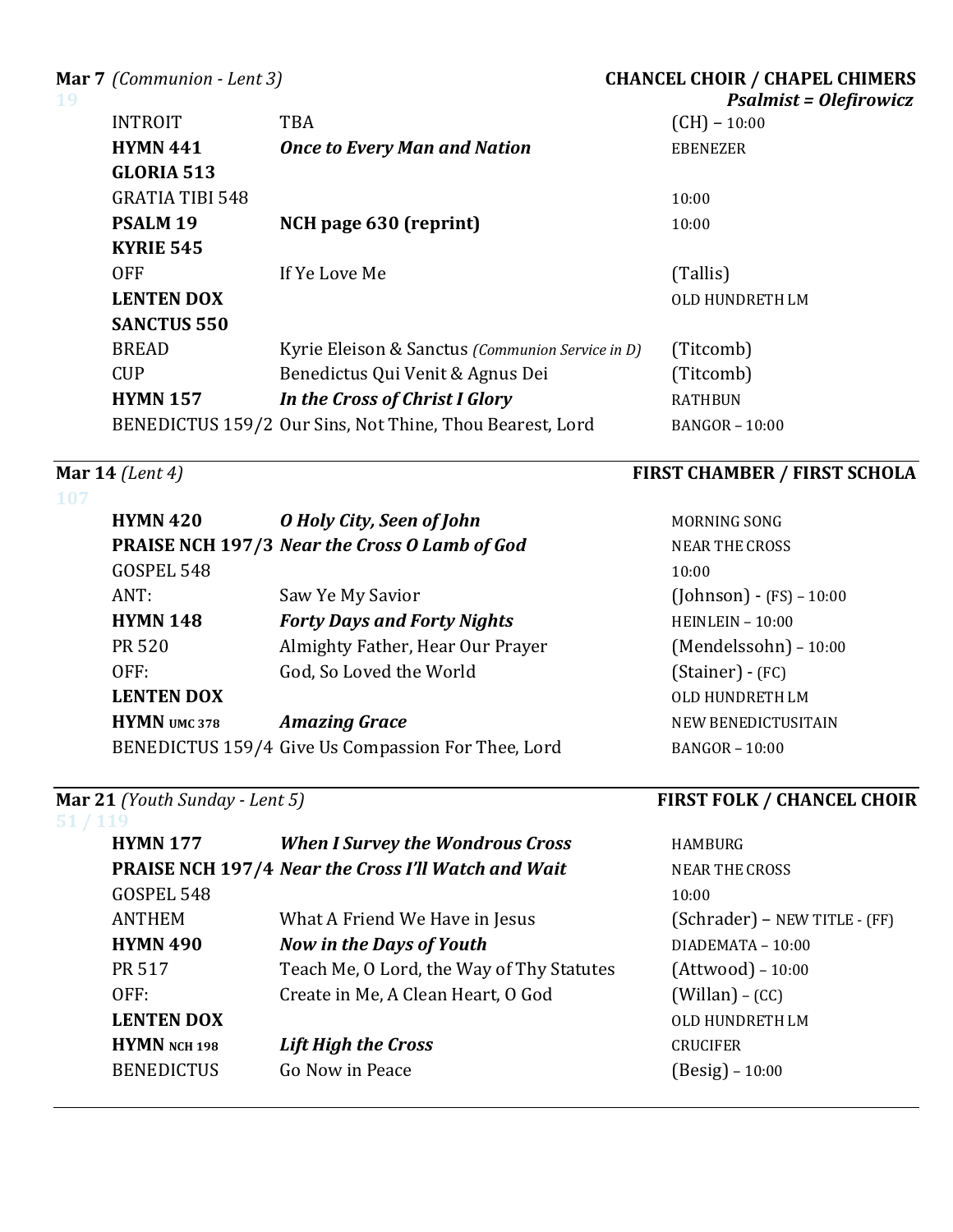**Mar 7** *(Communion - Lent 3)* — **CHANCEL CHOIR / CHAPEL CHIMERS**

19 — ***Psalmist = Olefirowicz***

| | | |
|---|---|---|
| INTROIT | TBA | (CH) – 10:00 |
| **HYMN 441** | ***Once to Every Man and Nation*** | EBENEZER |
| **GLORIA 513** | | |
| GRATIA TIBI 548 | | 10:00 |
| **PSALM 19** | **NCH page 630 (reprint)** | 10:00 |
| **KYRIE 545** | | |
| OFF | If Ye Love Me | (Tallis) |
| **LENTEN DOX** | | OLD HUNDRETH LM |
| **SANCTUS 550** | | |
| BREAD | Kyrie Eleison & Sanctus *(Communion Service in D)* | (Titcomb) |
| CUP | Benedictus Qui Venit & Agnus Dei | (Titcomb) |
| **HYMN 157** | ***In the Cross of Christ I Glory*** | RATHBUN |
| BENEDICTUS 159/2 | Our Sins, Not Thine, Thou Bearest, Lord | BANGOR – 10:00 |

---

**Mar 14** *(Lent 4)* — **FIRST CHAMBER / FIRST SCHOLA**

107

| | | |
|---|---|---|
| **HYMN 420** | ***O Holy City, Seen of John*** | MORNING SONG |
| **PRAISE NCH 197/3** | ***Near the Cross O Lamb of God*** | NEAR THE CROSS |
| GOSPEL 548 | | 10:00 |
| ANT: | Saw Ye My Savior | (Johnson) - (FS) – 10:00 |
| **HYMN 148** | ***Forty Days and Forty Nights*** | HEINLEIN – 10:00 |
| PR 520 | Almighty Father, Hear Our Prayer | (Mendelssohn) – 10:00 |
| OFF: | God, So Loved the World | (Stainer) - (FC) |
| **LENTEN DOX** | | OLD HUNDRETH LM |
| **HYMN UMC 378** | ***Amazing Grace*** | NEW BENEDICTUSITAIN |
| BENEDICTUS 159/4 | Give Us Compassion For Thee, Lord | BANGOR – 10:00 |

---

**Mar 21** *(Youth Sunday - Lent 5)* — **FIRST FOLK / CHANCEL CHOIR**

51 / 119

| | | |
|---|---|---|
| **HYMN 177** | ***When I Survey the Wondrous Cross*** | HAMBURG |
| **PRAISE NCH 197/4** | ***Near the Cross I'll Watch and Wait*** | NEAR THE CROSS |
| GOSPEL 548 | | 10:00 |
| ANTHEM | What A Friend We Have in Jesus | (Schrader) – NEW TITLE - (FF) |
| **HYMN 490** | ***Now in the Days of Youth*** | DIADEMATA – 10:00 |
| PR 517 | Teach Me, O Lord, the Way of Thy Statutes | (Attwood) – 10:00 |
| OFF: | Create in Me, A Clean Heart, O God | (Willan) – (CC) |
| **LENTEN DOX** | | OLD HUNDRETH LM |
| **HYMN NCH 198** | ***Lift High the Cross*** | CRUCIFER |
| BENEDICTUS | Go Now in Peace | (Besig) – 10:00 |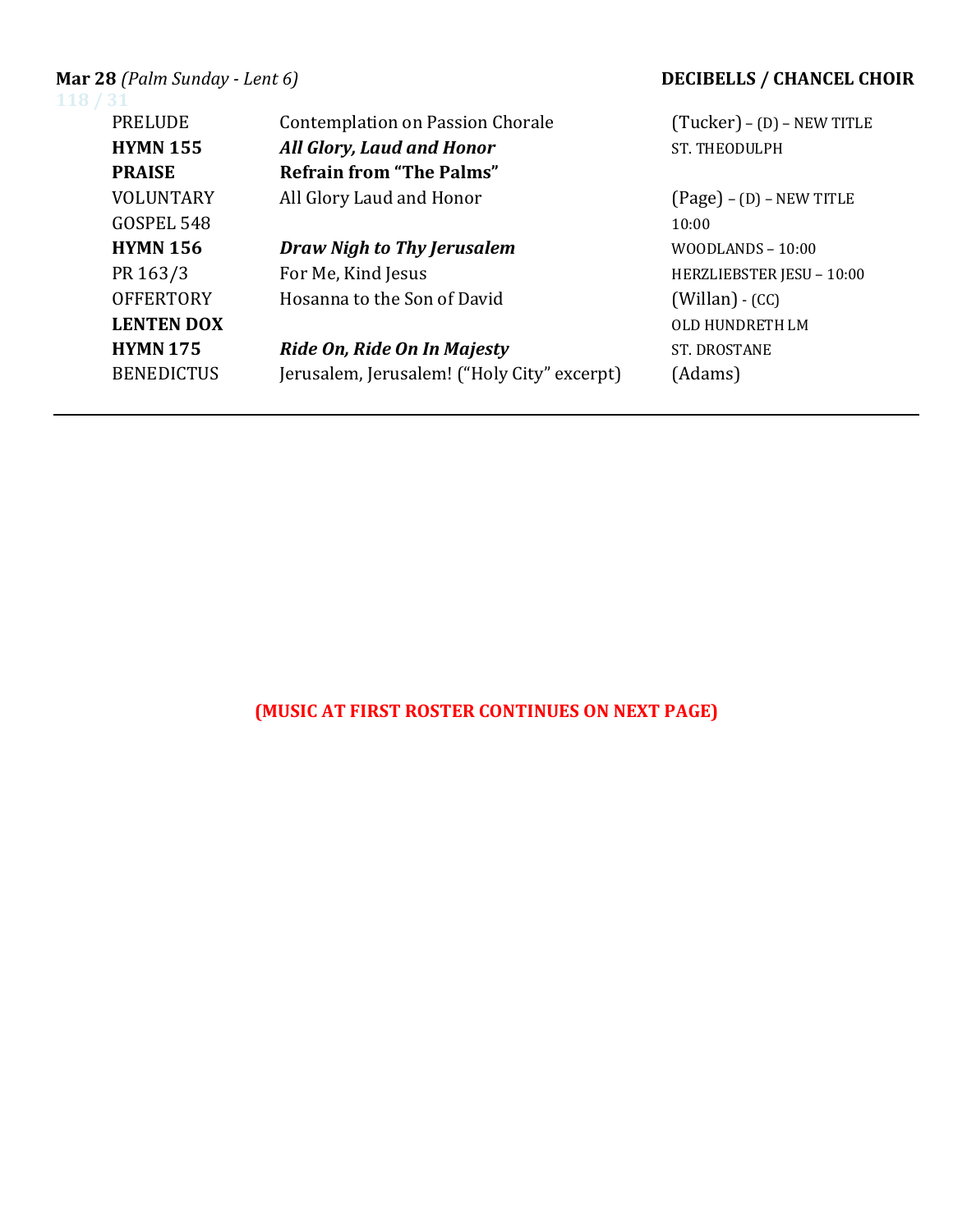**Mar 28** *(Palm Sunday - Lent 6)* **DECIBELLS / CHANCEL CHOIR**

118 / 31

| | | |
|---|---|---|
| PRELUDE | Contemplation on Passion Chorale | (Tucker) – (D) – NEW TITLE |
| **HYMN 155** | ***All Glory, Laud and Honor*** | ST. THEODULPH |
| **PRAISE** | **Refrain from "The Palms"** | |
| VOLUNTARY | All Glory Laud and Honor | (Page) – (D) – NEW TITLE |
| GOSPEL 548 | | 10:00 |
| **HYMN 156** | ***Draw Nigh to Thy Jerusalem*** | WOODLANDS – 10:00 |
| PR 163/3 | For Me, Kind Jesus | HERZLIEBSTER JESU – 10:00 |
| OFFERTORY | Hosanna to the Son of David | (Willan) - (CC) |
| **LENTEN DOX** | | OLD HUNDRETH LM |
| **HYMN 175** | ***Ride On, Ride On In Majesty*** | ST. DROSTANE |
| BENEDICTUS | Jerusalem, Jerusalem! ("Holy City" excerpt) | (Adams) |

---

**(MUSIC AT FIRST ROSTER CONTINUES ON NEXT PAGE)**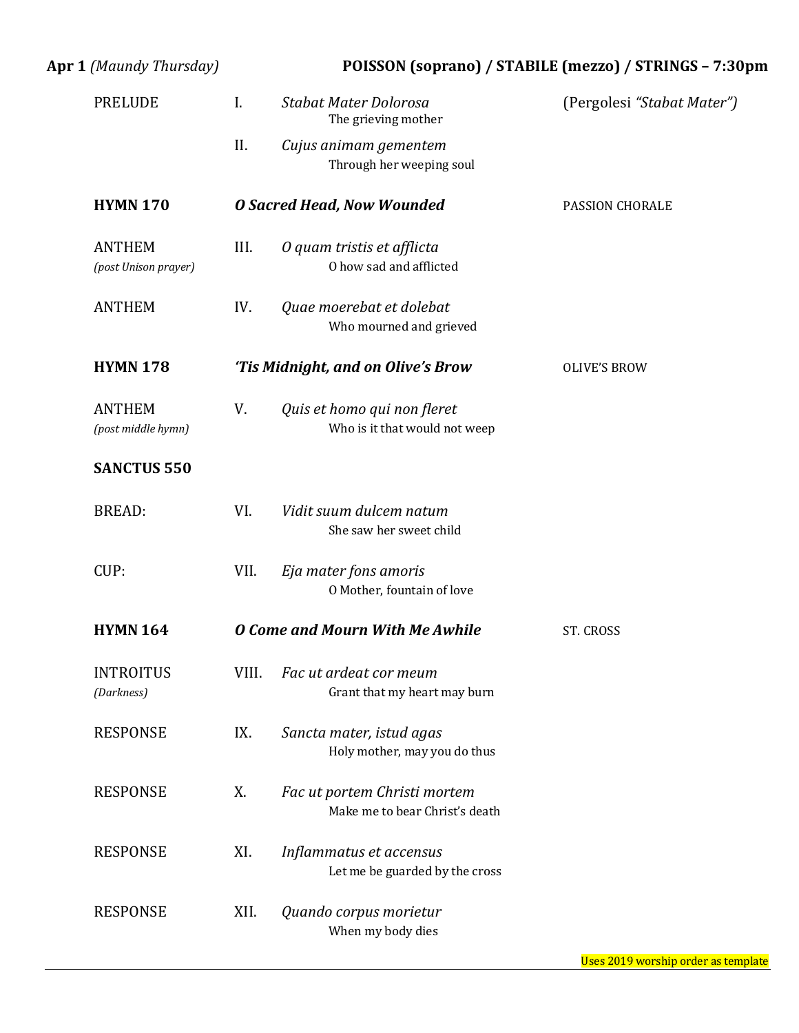**Apr 1** *(Maundy Thursday)* **POISSON (soprano) / STABILE (mezzo) / STRINGS – 7:30pm**

| | | | |
|---|---|---|---|
| PRELUDE | I. | *Stabat Mater Dolorosa*<br>The grieving mother | (Pergolesi *"Stabat Mater")* |
| | II. | *Cujus animam gementem*<br>Through her weeping soul | |
| **HYMN 170** | | ***O Sacred Head, Now Wounded*** | PASSION CHORALE |
| ANTHEM<br>*(post Unison prayer)* | III. | *O quam tristis et afflicta*<br>O how sad and afflicted | |
| ANTHEM | IV. | *Quae moerebat et dolebat*<br>Who mourned and grieved | |
| **HYMN 178** | | ***'Tis Midnight, and on Olive's Brow*** | OLIVE'S BROW |
| ANTHEM<br>*(post middle hymn)* | V. | *Quis et homo qui non fleret*<br>Who is it that would not weep | |
| **SANCTUS 550** | | | |
| BREAD: | VI. | *Vidit suum dulcem natum*<br>She saw her sweet child | |
| CUP: | VII. | *Eja mater fons amoris*<br>O Mother, fountain of love | |
| **HYMN 164** | | ***O Come and Mourn With Me Awhile*** | ST. CROSS |
| INTROITUS<br>*(Darkness)* | VIII. | *Fac ut ardeat cor meum*<br>Grant that my heart may burn | |
| RESPONSE | IX. | *Sancta mater, istud agas*<br>Holy mother, may you do thus | |
| RESPONSE | X. | *Fac ut portem Christi mortem*<br>Make me to bear Christ's death | |
| RESPONSE | XI. | *Inflammatus et accensus*<br>Let me be guarded by the cross | |
| RESPONSE | XII. | *Quando corpus morietur*<br>When my body dies | |

Uses 2019 worship order as template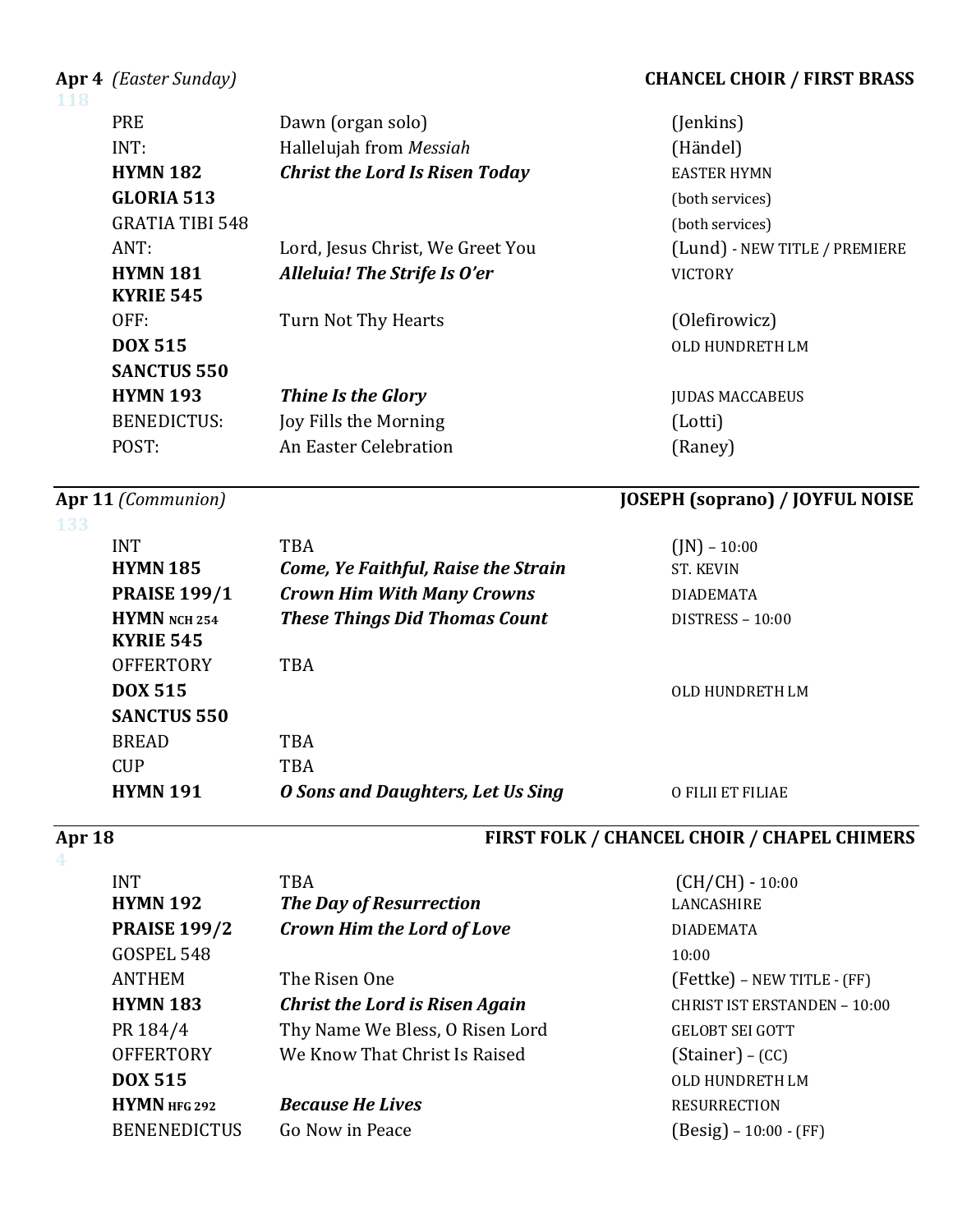**Apr 4** *(Easter Sunday)* **CHANCEL CHOIR / FIRST BRASS**

118

| | | |
|---|---|---|
| PRE | Dawn (organ solo) | (Jenkins) |
| INT: | Hallelujah from *Messiah* | (Händel) |
| **HYMN 182** | ***Christ the Lord Is Risen Today*** | EASTER HYMN |
| **GLORIA 513** | | (both services) |
| GRATIA TIBI 548 | | (both services) |
| ANT: | Lord, Jesus Christ, We Greet You | (Lund) - NEW TITLE / PREMIERE |
| **HYMN 181** | ***Alleluia! The Strife Is O'er*** | VICTORY |
| **KYRIE 545** | | |
| OFF: | Turn Not Thy Hearts | (Olefirowicz) |
| **DOX 515** | | OLD HUNDRETH LM |
| **SANCTUS 550** | | |
| **HYMN 193** | ***Thine Is the Glory*** | JUDAS MACCABEUS |
| BENEDICTUS: | Joy Fills the Morning | (Lotti) |
| POST: | An Easter Celebration | (Raney) |

**Apr 11** *(Communion)* **JOSEPH (soprano) / JOYFUL NOISE**

133

| | | |
|---|---|---|
| INT | TBA | (JN) – 10:00 |
| **HYMN 185** | ***Come, Ye Faithful, Raise the Strain*** | ST. KEVIN |
| **PRAISE 199/1** | ***Crown Him With Many Crowns*** | DIADEMATA |
| **HYMN** NCH 254 | ***These Things Did Thomas Count*** | DISTRESS – 10:00 |
| **KYRIE 545** | | |
| OFFERTORY | TBA | |
| **DOX 515** | | OLD HUNDRETH LM |
| **SANCTUS 550** | | |
| BREAD | TBA | |
| CUP | TBA | |
| **HYMN 191** | ***O Sons and Daughters, Let Us Sing*** | O FILII ET FILIAE |

**Apr 18** **FIRST FOLK / CHANCEL CHOIR / CHAPEL CHIMERS**

4

| | | |
|---|---|---|
| INT | TBA | (CH/CH) - 10:00 |
| **HYMN 192** | ***The Day of Resurrection*** | LANCASHIRE |
| **PRAISE 199/2** | ***Crown Him the Lord of Love*** | DIADEMATA |
| GOSPEL 548 | | 10:00 |
| ANTHEM | The Risen One | (Fettke) – NEW TITLE - (FF) |
| **HYMN 183** | ***Christ the Lord is Risen Again*** | CHRIST IST ERSTANDEN – 10:00 |
| PR 184/4 | Thy Name We Bless, O Risen Lord | GELOBT SEI GOTT |
| OFFERTORY | We Know That Christ Is Raised | (Stainer) – (CC) |
| **DOX 515** | | OLD HUNDRETH LM |
| **HYMN** HFG 292 | ***Because He Lives*** | RESURRECTION |
| BENENEDICTUS | Go Now in Peace | (Besig) – 10:00 - (FF) |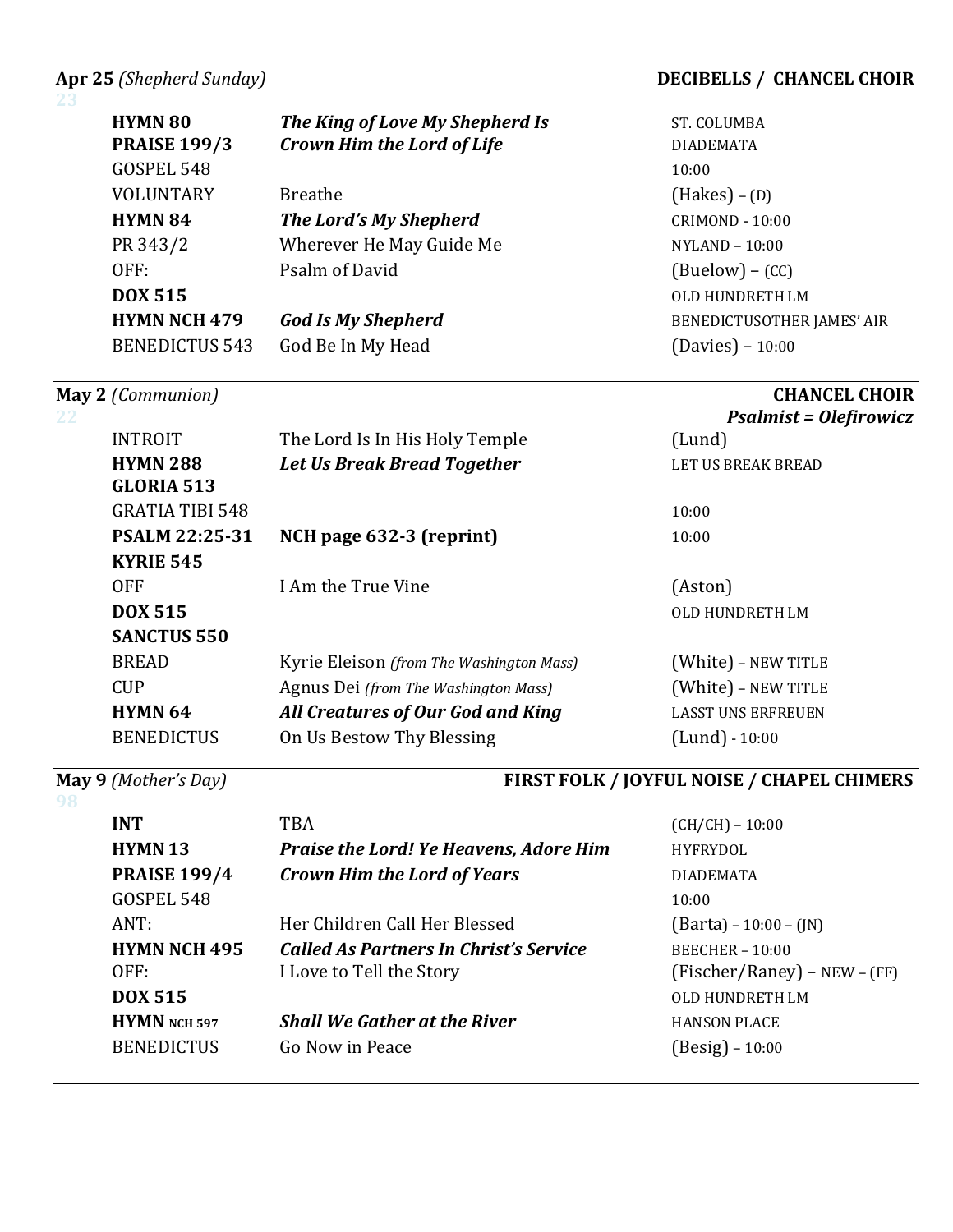**Apr 25** *(Shepherd Sunday)* — **DECIBELLS / CHANCEL CHOIR**

23

| | | |
|---|---|---|
| **HYMN 80** | ***The King of Love My Shepherd Is*** | ST. COLUMBA |
| **PRAISE 199/3** | ***Crown Him the Lord of Life*** | DIADEMATA |
| GOSPEL 548 | | 10:00 |
| VOLUNTARY | Breathe | (Hakes) – (D) |
| **HYMN 84** | ***The Lord's My Shepherd*** | CRIMOND - 10:00 |
| PR 343/2 | Wherever He May Guide Me | NYLAND – 10:00 |
| OFF: | Psalm of David | (Buelow) – (CC) |
| **DOX 515** | | OLD HUNDRETH LM |
| **HYMN NCH 479** | ***God Is My Shepherd*** | BENEDICTUSOTHER JAMES' AIR |
| BENEDICTUS 543 | God Be In My Head | (Davies) – 10:00 |

---

**May 2** *(Communion)* — **CHANCEL CHOIR**
***Psalmist = Olefirowicz***

22

| | | |
|---|---|---|
| INTROIT | The Lord Is In His Holy Temple | (Lund) |
| **HYMN 288** | ***Let Us Break Bread Together*** | LET US BREAK BREAD |
| **GLORIA 513** | | |
| GRATIA TIBI 548 | | 10:00 |
| **PSALM 22:25-31** | **NCH page 632-3 (reprint)** | 10:00 |
| **KYRIE 545** | | |
| OFF | I Am the True Vine | (Aston) |
| **DOX 515** | | OLD HUNDRETH LM |
| **SANCTUS 550** | | |
| BREAD | Kyrie Eleison *(from The Washington Mass)* | (White) – NEW TITLE |
| CUP | Agnus Dei *(from The Washington Mass)* | (White) – NEW TITLE |
| **HYMN 64** | ***All Creatures of Our God and King*** | LASST UNS ERFREUEN |
| BENEDICTUS | On Us Bestow Thy Blessing | (Lund) - 10:00 |

---

**May 9** *(Mother's Day)* — **FIRST FOLK / JOYFUL NOISE / CHAPEL CHIMERS**

98

| | | |
|---|---|---|
| **INT** | TBA | (CH/CH) – 10:00 |
| **HYMN 13** | ***Praise the Lord! Ye Heavens, Adore Him*** | HYFRYDOL |
| **PRAISE 199/4** | ***Crown Him the Lord of Years*** | DIADEMATA |
| GOSPEL 548 | | 10:00 |
| ANT: | Her Children Call Her Blessed | (Barta) – 10:00 – (JN) |
| **HYMN NCH 495** | ***Called As Partners In Christ's Service*** | BEECHER – 10:00 |
| OFF: | I Love to Tell the Story | (Fischer/Raney) – NEW – (FF) |
| **DOX 515** | | OLD HUNDRETH LM |
| **HYMN** NCH 597 | ***Shall We Gather at the River*** | HANSON PLACE |
| BENEDICTUS | Go Now in Peace | (Besig) – 10:00 |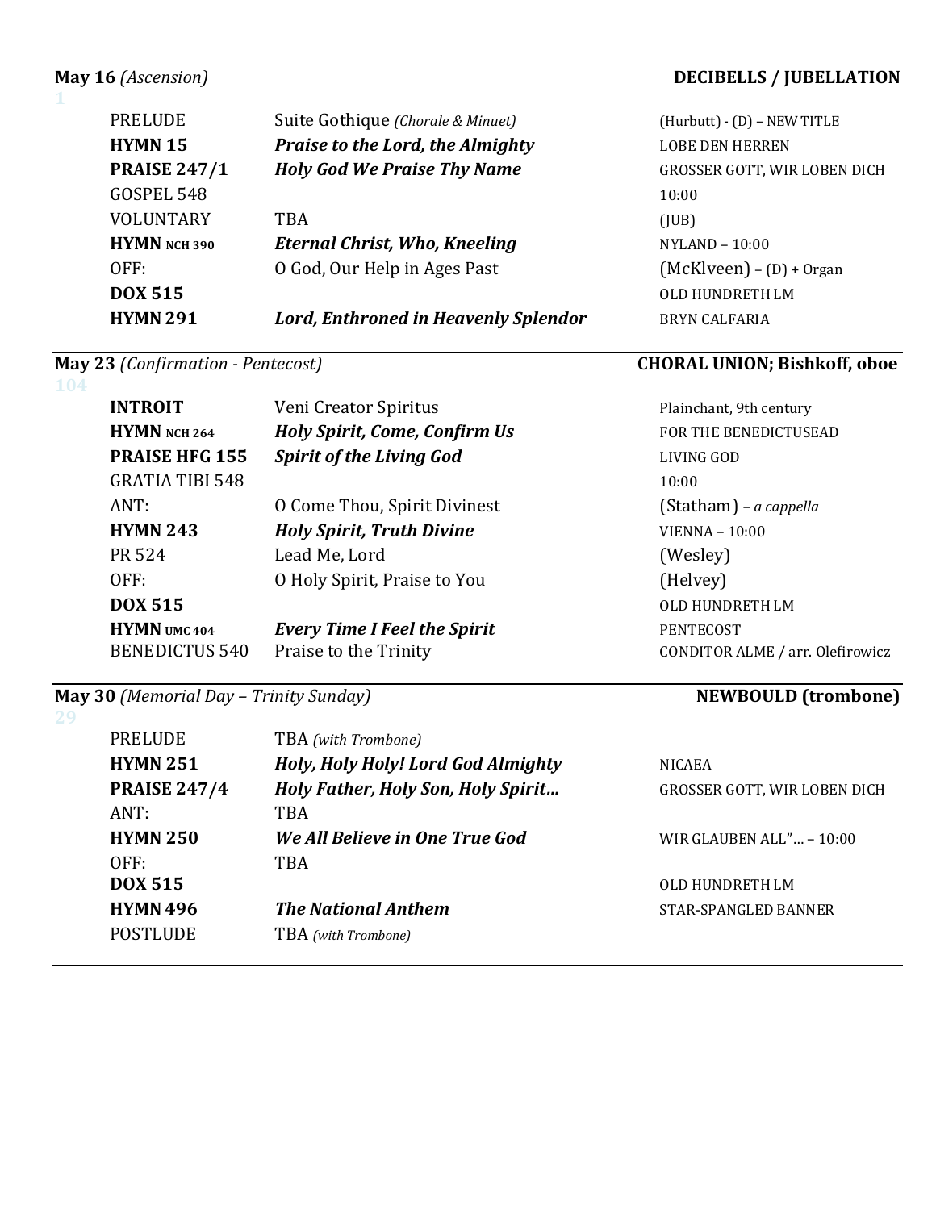**May 16** *(Ascension)* **DECIBELLS / JUBELLATION**

1

| | | |
|---|---|---|
| PRELUDE | Suite Gothique *(Chorale & Minuet)* | (Hurbutt) - (D) – NEW TITLE |
| **HYMN 15** | ***Praise to the Lord, the Almighty*** | LOBE DEN HERREN |
| **PRAISE 247/1** | ***Holy God We Praise Thy Name*** | GROSSER GOTT, WIR LOBEN DICH |
| GOSPEL 548 | | 10:00 |
| VOLUNTARY | TBA | (JUB) |
| **HYMN NCH 390** | ***Eternal Christ, Who, Kneeling*** | NYLAND – 10:00 |
| OFF: | O God, Our Help in Ages Past | (McKlveen) – (D) + Organ |
| **DOX 515** | | OLD HUNDRETH LM |
| **HYMN 291** | ***Lord, Enthroned in Heavenly Splendor*** | BRYN CALFARIA |

**May 23** *(Confirmation - Pentecost)* **CHORAL UNION; Bishkoff, oboe**

104

| | | |
|---|---|---|
| **INTROIT** | Veni Creator Spiritus | Plainchant, 9th century |
| **HYMN NCH 264** | ***Holy Spirit, Come, Confirm Us*** | FOR THE BENEDICTUSEAD |
| **PRAISE HFG 155** | ***Spirit of the Living God*** | LIVING GOD |
| GRATIA TIBI 548 | | 10:00 |
| ANT: | O Come Thou, Spirit Divinest | (Statham) – *a cappella* |
| **HYMN 243** | ***Holy Spirit, Truth Divine*** | VIENNA – 10:00 |
| PR 524 | Lead Me, Lord | (Wesley) |
| OFF: | O Holy Spirit, Praise to You | (Helvey) |
| **DOX 515** | | OLD HUNDRETH LM |
| **HYMN UMC 404** | ***Every Time I Feel the Spirit*** | PENTECOST |
| BENEDICTUS 540 | Praise to the Trinity | CONDITOR ALME / arr. Olefirowicz |

**May 30** *(Memorial Day – Trinity Sunday)* **NEWBOULD (trombone)**

29

| | | |
|---|---|---|
| PRELUDE | TBA *(with Trombone)* | |
| **HYMN 251** | ***Holy, Holy Holy! Lord God Almighty*** | NICAEA |
| **PRAISE 247/4** | ***Holy Father, Holy Son, Holy Spirit...*** | GROSSER GOTT, WIR LOBEN DICH |
| ANT: | TBA | |
| **HYMN 250** | ***We All Believe in One True God*** | WIR GLAUBEN ALL"... – 10:00 |
| OFF: | TBA | |
| **DOX 515** | | OLD HUNDRETH LM |
| **HYMN 496** | ***The National Anthem*** | STAR-SPANGLED BANNER |
| POSTLUDE | TBA *(with Trombone)* | |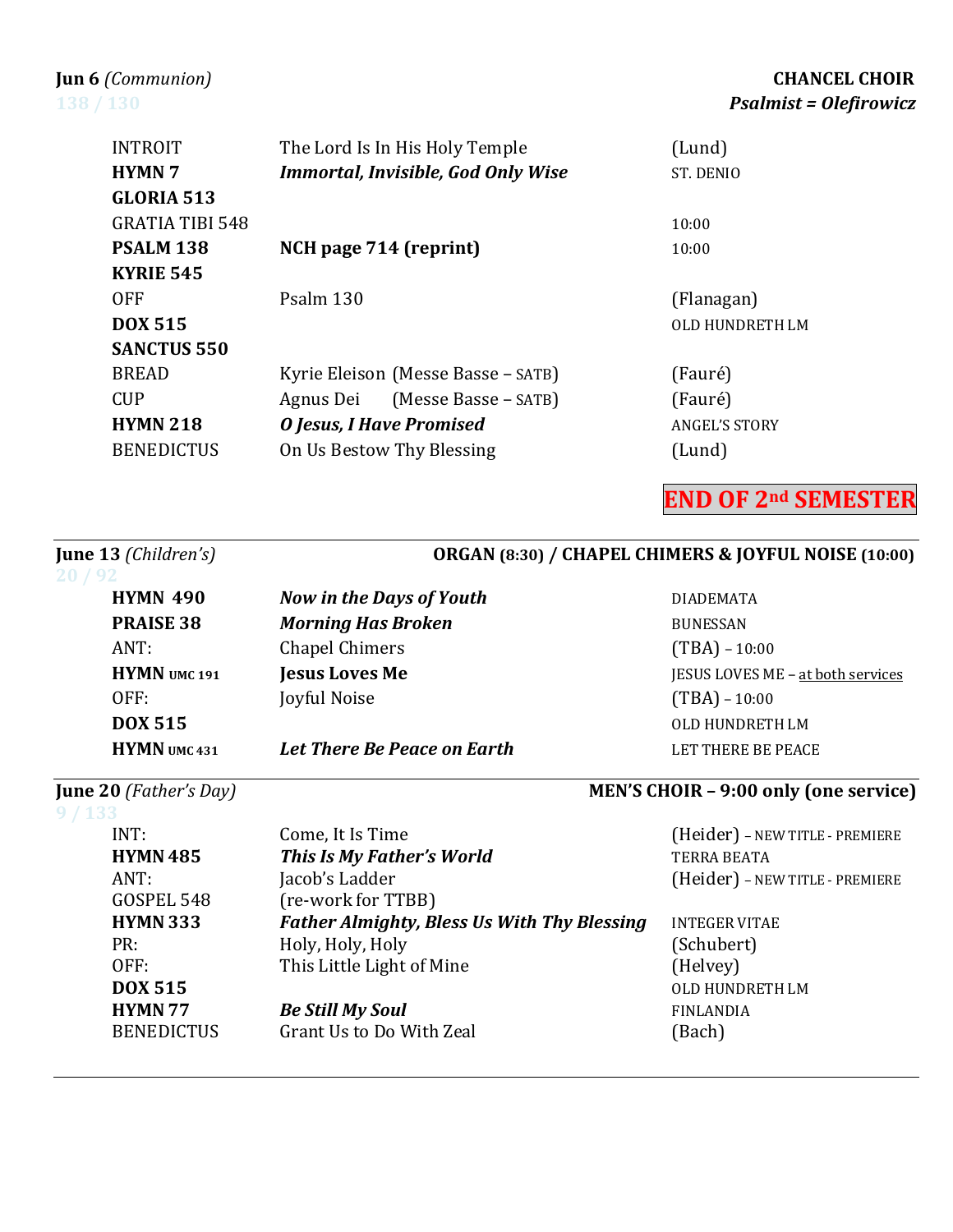**Jun 6** *(Communion)* — **CHANCEL CHOIR**
138 / 130 — ***Psalmist = Olefirowicz***

| | | |
|---|---|---|
| INTROIT | The Lord Is In His Holy Temple | (Lund) |
| **HYMN 7** | ***Immortal, Invisible, God Only Wise*** | ST. DENIO |
| **GLORIA 513** | | |
| GRATIA TIBI 548 | | 10:00 |
| **PSALM 138** | **NCH page 714 (reprint)** | 10:00 |
| **KYRIE 545** | | |
| OFF | Psalm 130 | (Flanagan) |
| **DOX 515** | | OLD HUNDRETH LM |
| **SANCTUS 550** | | |
| BREAD | Kyrie Eleison (Messe Basse – SATB) | (Fauré) |
| CUP | Agnus Dei (Messe Basse – SATB) | (Fauré) |
| **HYMN 218** | ***O Jesus, I Have Promised*** | ANGEL'S STORY |
| BENEDICTUS | On Us Bestow Thy Blessing | (Lund) |

**END OF 2nd SEMESTER**

---

**June 13** *(Children's)* — **ORGAN (8:30) / CHAPEL CHIMERS & JOYFUL NOISE (10:00)**
20 / 92

| | | |
|---|---|---|
| **HYMN 490** | ***Now in the Days of Youth*** | DIADEMATA |
| **PRAISE 38** | ***Morning Has Broken*** | BUNESSAN |
| ANT: | Chapel Chimers | (TBA) – 10:00 |
| **HYMN UMC 191** | **Jesus Loves Me** | JESUS LOVES ME – at both services |
| OFF: | Joyful Noise | (TBA) – 10:00 |
| **DOX 515** | | OLD HUNDRETH LM |
| **HYMN UMC 431** | ***Let There Be Peace on Earth*** | LET THERE BE PEACE |

---

**June 20** *(Father's Day)* — **MEN'S CHOIR – 9:00 only (one service)**
9 / 133

| | | |
|---|---|---|
| INT: | Come, It Is Time | (Heider) – NEW TITLE - PREMIERE |
| **HYMN 485** | ***This Is My Father's World*** | TERRA BEATA |
| ANT: | Jacob's Ladder | (Heider) – NEW TITLE - PREMIERE |
| GOSPEL 548 | (re-work for TTBB) | |
| **HYMN 333** | ***Father Almighty, Bless Us With Thy Blessing*** | INTEGER VITAE |
| PR: | Holy, Holy, Holy | (Schubert) |
| OFF: | This Little Light of Mine | (Helvey) |
| **DOX 515** | | OLD HUNDRETH LM |
| **HYMN 77** | ***Be Still My Soul*** | FINLANDIA |
| BENEDICTUS | Grant Us to Do With Zeal | (Bach) |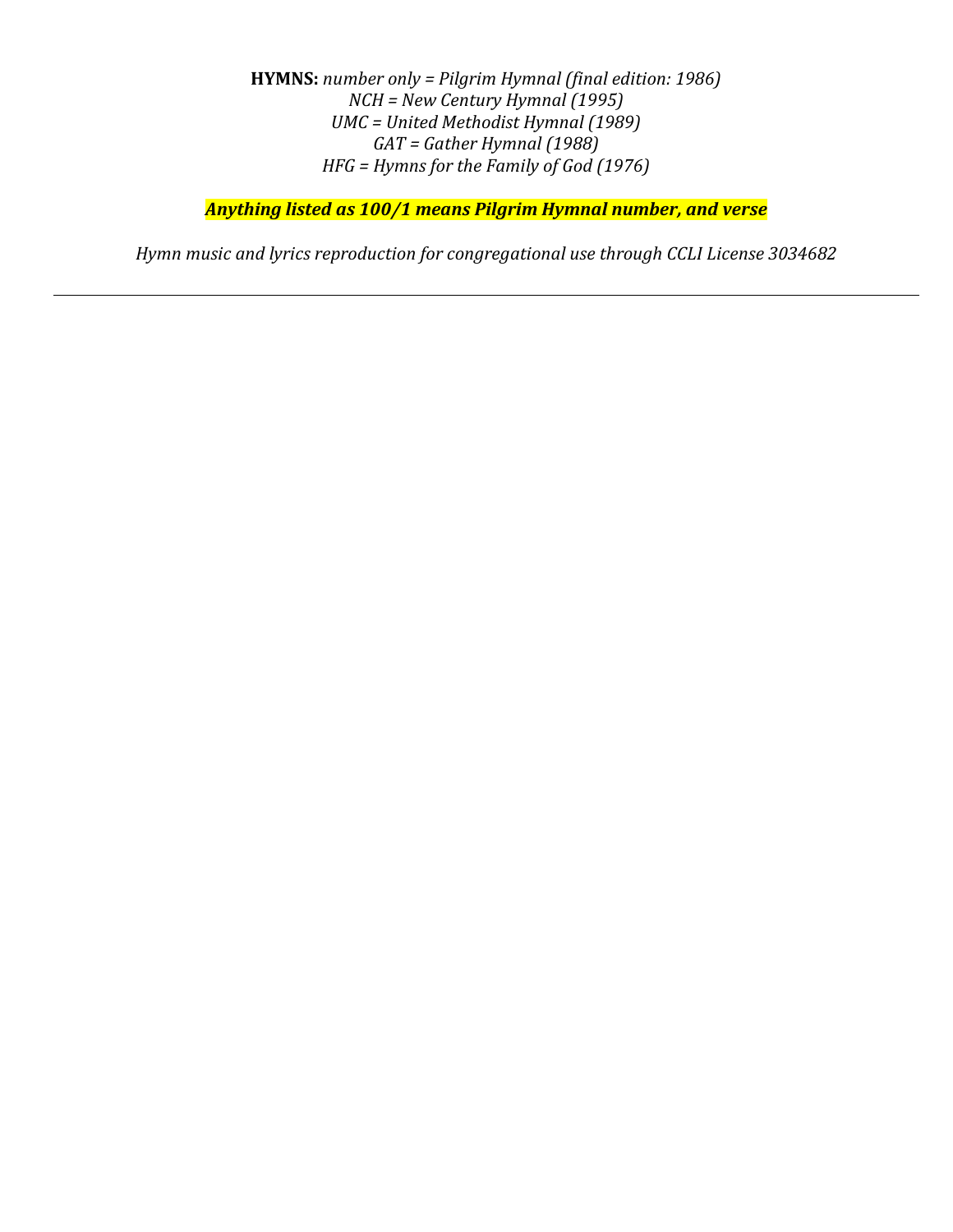**HYMNS:** *number only = Pilgrim Hymnal (final edition: 1986)*
*NCH = New Century Hymnal (1995)*
*UMC = United Methodist Hymnal (1989)*
*GAT = Gather Hymnal (1988)*
*HFG = Hymns for the Family of God (1976)*

***Anything listed as 100/1 means Pilgrim Hymnal number, and verse***

*Hymn music and lyrics reproduction for congregational use through CCLI License 3034682*

---